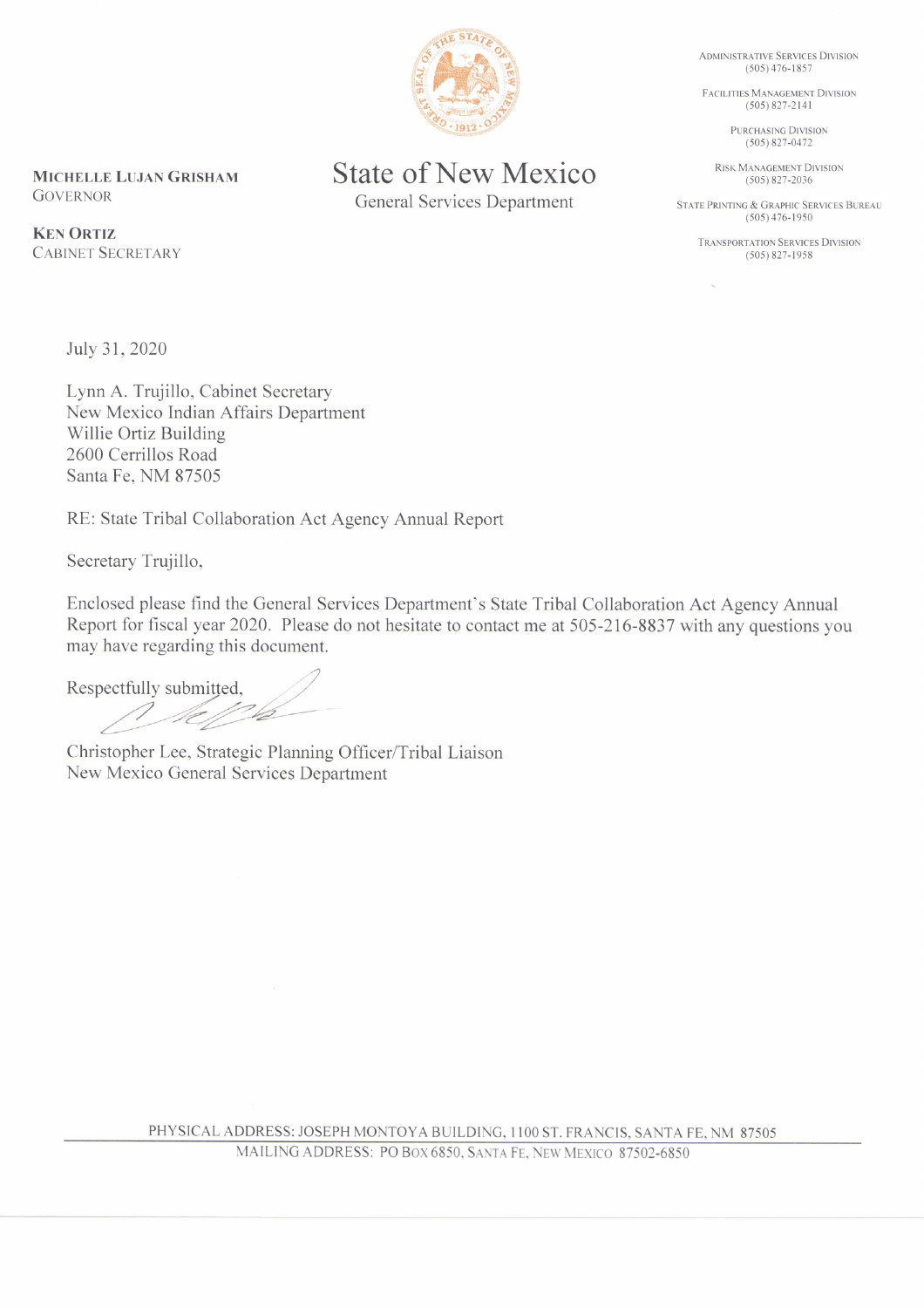**MICHELLE LUJAN GRISHAM**
GOVERNOR

**KEN ORTIZ**
CABINET SECRETARY

# State of New Mexico

General Services Department

ADMINISTRATIVE SERVICES DIVISION
(505) 476-1857

FACILITIES MANAGEMENT DIVISION
(505) 827-2141

PURCHASING DIVISION
(505) 827-0472

RISK MANAGEMENT DIVISION
(505) 827-2036

STATE PRINTING & GRAPHIC SERVICES BUREAU
(505) 476-1950

TRANSPORTATION SERVICES DIVISION
(505) 827-1958

July 31, 2020

Lynn A. Trujillo, Cabinet Secretary
New Mexico Indian Affairs Department
Willie Ortiz Building
2600 Cerrillos Road
Santa Fe, NM 87505

RE: State Tribal Collaboration Act Agency Annual Report

Secretary Trujillo,

Enclosed please find the General Services Department's State Tribal Collaboration Act Agency Annual Report for fiscal year 2020. Please do not hesitate to contact me at 505-216-8837 with any questions you may have regarding this document.

Respectfully submitted,

Christopher Lee, Strategic Planning Officer/Tribal Liaison
New Mexico General Services Department

PHYSICAL ADDRESS: JOSEPH MONTOYA BUILDING, 1100 ST. FRANCIS, SANTA FE, NM 87505
MAILING ADDRESS: PO BOX 6850, SANTA FE, NEW MEXICO 87502-6850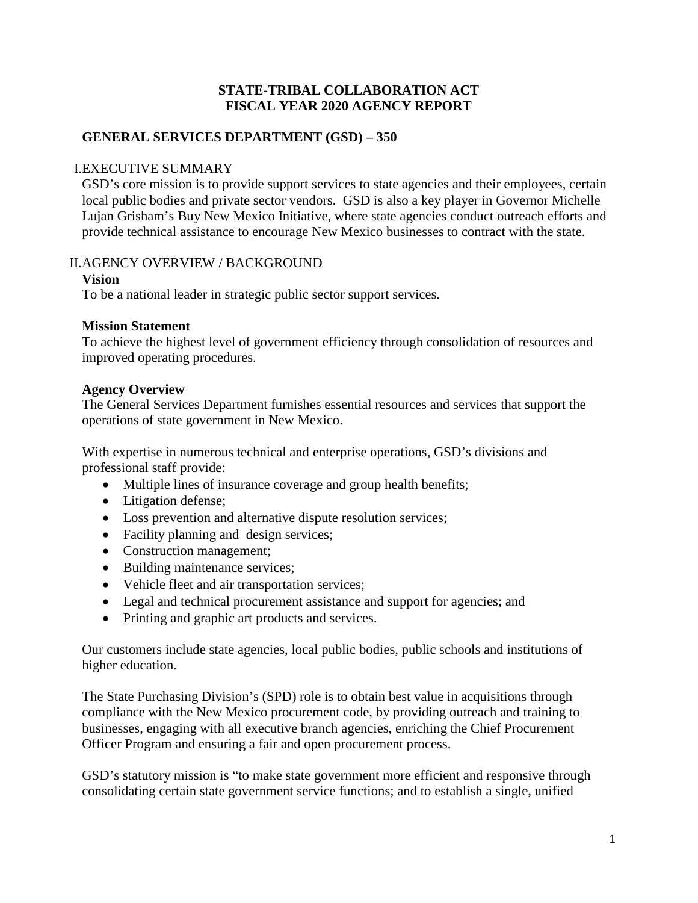**STATE-TRIBAL COLLABORATION ACT**
**FISCAL YEAR 2020 AGENCY REPORT**

## GENERAL SERVICES DEPARTMENT (GSD) – 350

### I. EXECUTIVE SUMMARY

GSD's core mission is to provide support services to state agencies and their employees, certain local public bodies and private sector vendors. GSD is also a key player in Governor Michelle Lujan Grisham's Buy New Mexico Initiative, where state agencies conduct outreach efforts and provide technical assistance to encourage New Mexico businesses to contract with the state.

### II. AGENCY OVERVIEW / BACKGROUND

**Vision**

To be a national leader in strategic public sector support services.

**Mission Statement**

To achieve the highest level of government efficiency through consolidation of resources and improved operating procedures.

**Agency Overview**

The General Services Department furnishes essential resources and services that support the operations of state government in New Mexico.

With expertise in numerous technical and enterprise operations, GSD's divisions and professional staff provide:

- Multiple lines of insurance coverage and group health benefits;
- Litigation defense;
- Loss prevention and alternative dispute resolution services;
- Facility planning and design services;
- Construction management;
- Building maintenance services;
- Vehicle fleet and air transportation services;
- Legal and technical procurement assistance and support for agencies; and
- Printing and graphic art products and services.

Our customers include state agencies, local public bodies, public schools and institutions of higher education.

The State Purchasing Division's (SPD) role is to obtain best value in acquisitions through compliance with the New Mexico procurement code, by providing outreach and training to businesses, engaging with all executive branch agencies, enriching the Chief Procurement Officer Program and ensuring a fair and open procurement process.

GSD's statutory mission is "to make state government more efficient and responsive through consolidating certain state government service functions; and to establish a single, unified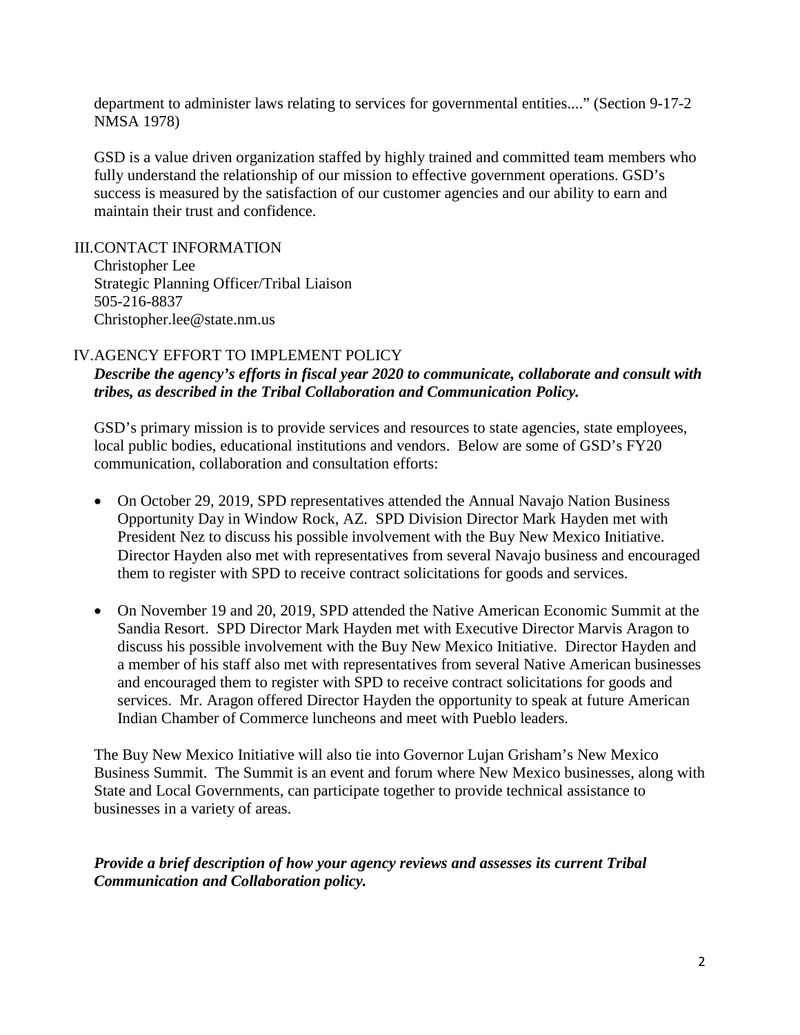department to administer laws relating to services for governmental entities...." (Section 9-17-2 NMSA 1978)

GSD is a value driven organization staffed by highly trained and committed team members who fully understand the relationship of our mission to effective government operations. GSD's success is measured by the satisfaction of our customer agencies and our ability to earn and maintain their trust and confidence.

## III. CONTACT INFORMATION

Christopher Lee
Strategic Planning Officer/Tribal Liaison
505-216-8837
Christopher.lee@state.nm.us

## IV. AGENCY EFFORT TO IMPLEMENT POLICY

***Describe the agency's efforts in fiscal year 2020 to communicate, collaborate and consult with tribes, as described in the Tribal Collaboration and Communication Policy.***

GSD's primary mission is to provide services and resources to state agencies, state employees, local public bodies, educational institutions and vendors. Below are some of GSD's FY20 communication, collaboration and consultation efforts:

- On October 29, 2019, SPD representatives attended the Annual Navajo Nation Business Opportunity Day in Window Rock, AZ. SPD Division Director Mark Hayden met with President Nez to discuss his possible involvement with the Buy New Mexico Initiative. Director Hayden also met with representatives from several Navajo business and encouraged them to register with SPD to receive contract solicitations for goods and services.

- On November 19 and 20, 2019, SPD attended the Native American Economic Summit at the Sandia Resort. SPD Director Mark Hayden met with Executive Director Marvis Aragon to discuss his possible involvement with the Buy New Mexico Initiative. Director Hayden and a member of his staff also met with representatives from several Native American businesses and encouraged them to register with SPD to receive contract solicitations for goods and services. Mr. Aragon offered Director Hayden the opportunity to speak at future American Indian Chamber of Commerce luncheons and meet with Pueblo leaders.

The Buy New Mexico Initiative will also tie into Governor Lujan Grisham's New Mexico Business Summit. The Summit is an event and forum where New Mexico businesses, along with State and Local Governments, can participate together to provide technical assistance to businesses in a variety of areas.

***Provide a brief description of how your agency reviews and assesses its current Tribal Communication and Collaboration policy.***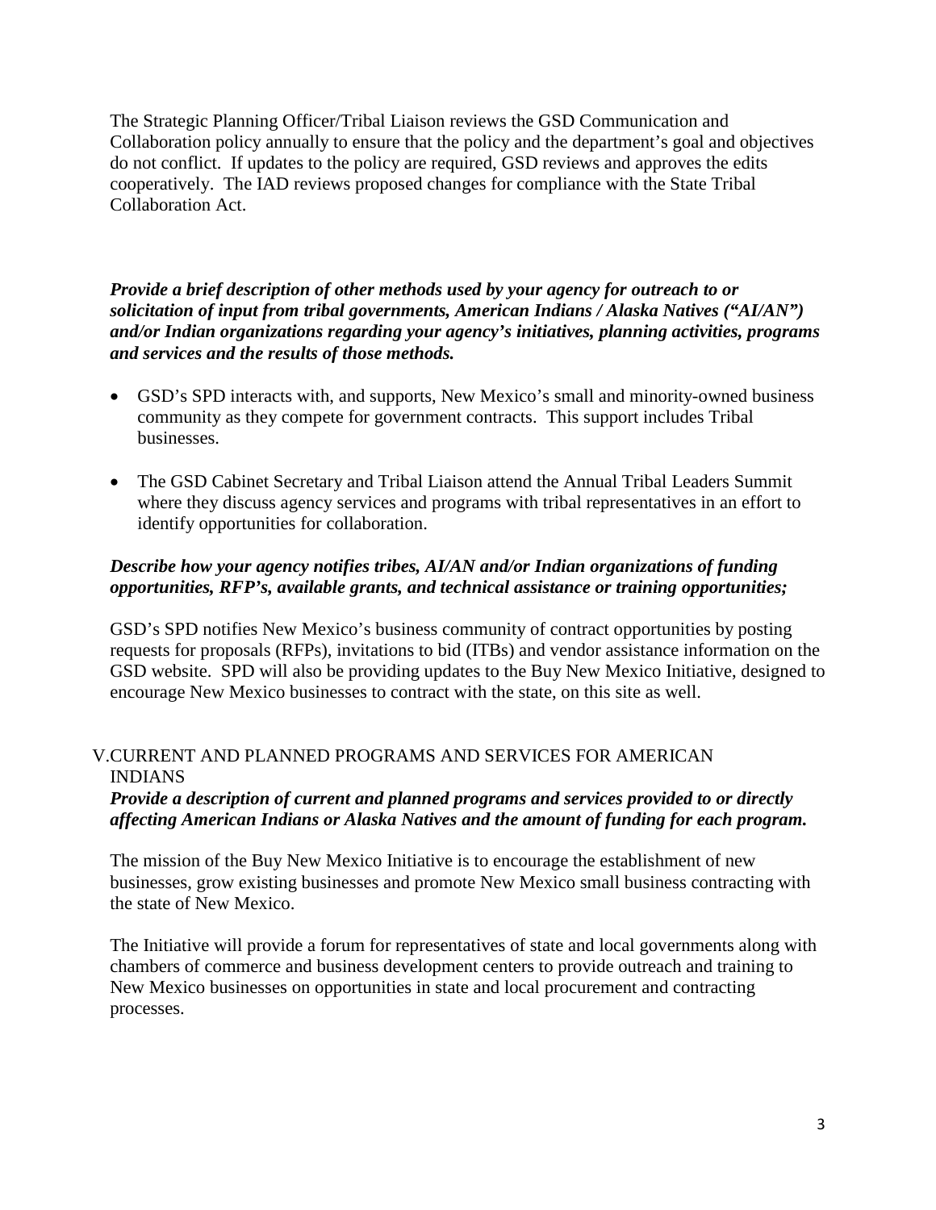The Strategic Planning Officer/Tribal Liaison reviews the GSD Communication and Collaboration policy annually to ensure that the policy and the department's goal and objectives do not conflict. If updates to the policy are required, GSD reviews and approves the edits cooperatively. The IAD reviews proposed changes for compliance with the State Tribal Collaboration Act.

***Provide a brief description of other methods used by your agency for outreach to or solicitation of input from tribal governments, American Indians / Alaska Natives ("AI/AN") and/or Indian organizations regarding your agency's initiatives, planning activities, programs and services and the results of those methods.***

- GSD's SPD interacts with, and supports, New Mexico's small and minority-owned business community as they compete for government contracts. This support includes Tribal businesses.
- The GSD Cabinet Secretary and Tribal Liaison attend the Annual Tribal Leaders Summit where they discuss agency services and programs with tribal representatives in an effort to identify opportunities for collaboration.

***Describe how your agency notifies tribes, AI/AN and/or Indian organizations of funding opportunities, RFP's, available grants, and technical assistance or training opportunities;***

GSD's SPD notifies New Mexico's business community of contract opportunities by posting requests for proposals (RFPs), invitations to bid (ITBs) and vendor assistance information on the GSD website. SPD will also be providing updates to the Buy New Mexico Initiative, designed to encourage New Mexico businesses to contract with the state, on this site as well.

## V. CURRENT AND PLANNED PROGRAMS AND SERVICES FOR AMERICAN INDIANS

***Provide a description of current and planned programs and services provided to or directly affecting American Indians or Alaska Natives and the amount of funding for each program.***

The mission of the Buy New Mexico Initiative is to encourage the establishment of new businesses, grow existing businesses and promote New Mexico small business contracting with the state of New Mexico.

The Initiative will provide a forum for representatives of state and local governments along with chambers of commerce and business development centers to provide outreach and training to New Mexico businesses on opportunities in state and local procurement and contracting processes.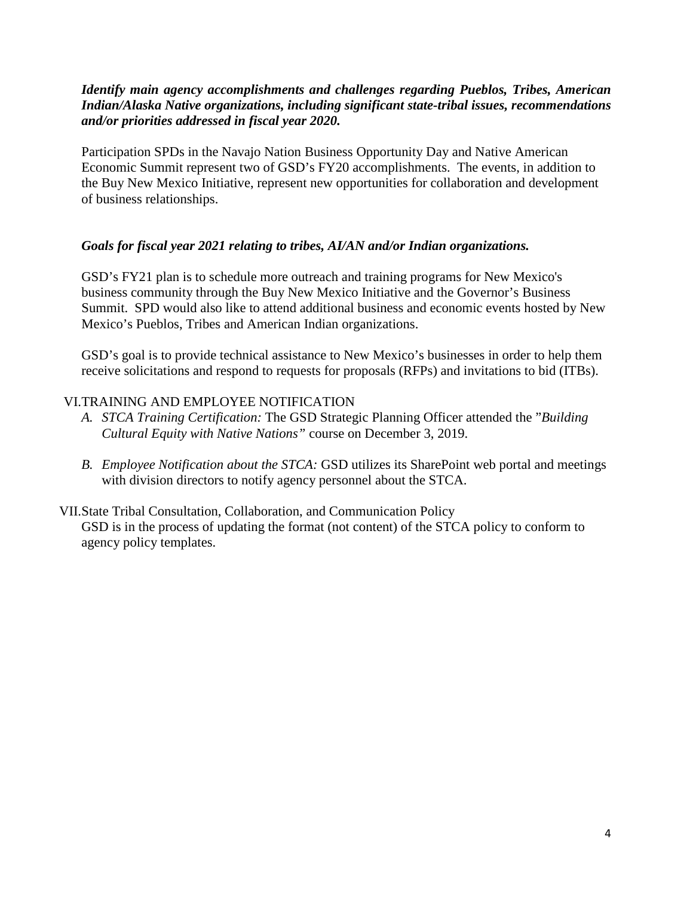***Identify main agency accomplishments and challenges regarding Pueblos, Tribes, American Indian/Alaska Native organizations, including significant state-tribal issues, recommendations and/or priorities addressed in fiscal year 2020.***

Participation SPDs in the Navajo Nation Business Opportunity Day and Native American Economic Summit represent two of GSD's FY20 accomplishments. The events, in addition to the Buy New Mexico Initiative, represent new opportunities for collaboration and development of business relationships.

***Goals for fiscal year 2021 relating to tribes, AI/AN and/or Indian organizations.***

GSD's FY21 plan is to schedule more outreach and training programs for New Mexico's business community through the Buy New Mexico Initiative and the Governor's Business Summit. SPD would also like to attend additional business and economic events hosted by New Mexico's Pueblos, Tribes and American Indian organizations.

GSD's goal is to provide technical assistance to New Mexico's businesses in order to help them receive solicitations and respond to requests for proposals (RFPs) and invitations to bid (ITBs).

VI. TRAINING AND EMPLOYEE NOTIFICATION

A. *STCA Training Certification:* The GSD Strategic Planning Officer attended the "*Building Cultural Equity with Native Nations"* course on December 3, 2019.

B. *Employee Notification about the STCA:* GSD utilizes its SharePoint web portal and meetings with division directors to notify agency personnel about the STCA.

VII. State Tribal Consultation, Collaboration, and Communication Policy

GSD is in the process of updating the format (not content) of the STCA policy to conform to agency policy templates.